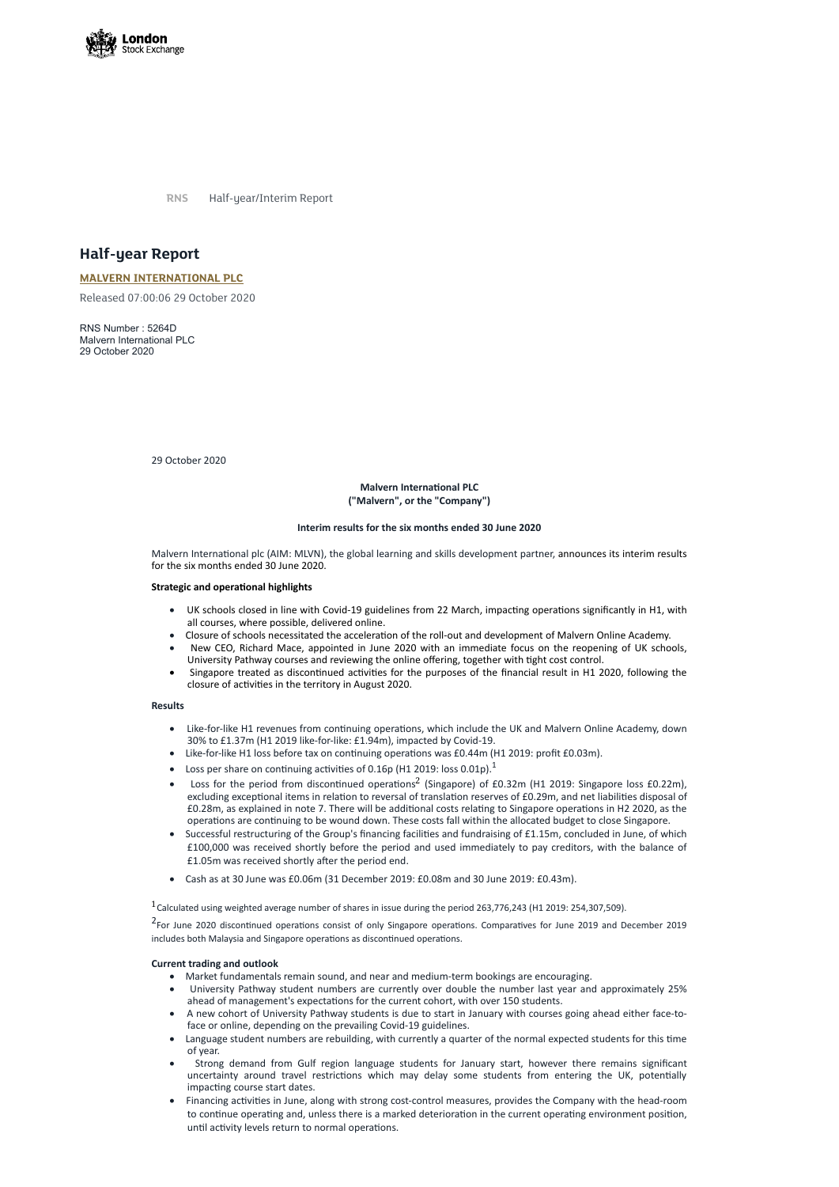RNS Half-year/Interim Report

# Half-year Report

**MALVERN INTERNATIONAL PLC**

Released 07:00:06 29 October 2020

RNS Number : 5264D
Malvern International PLC
29 October 2020

29 October 2020

**Malvern International PLC**
**("Malvern", or the "Company")**

**Interim results for the six months ended 30 June 2020**

Malvern International plc (AIM: MLVN), the global learning and skills development partner, announces its interim results for the six months ended 30 June 2020.

**Strategic and operational highlights**

- UK schools closed in line with Covid-19 guidelines from 22 March, impacting operations significantly in H1, with all courses, where possible, delivered online.
- Closure of schools necessitated the acceleration of the roll-out and development of Malvern Online Academy.
- New CEO, Richard Mace, appointed in June 2020 with an immediate focus on the reopening of UK schools, University Pathway courses and reviewing the online offering, together with tight cost control.
- Singapore treated as discontinued activities for the purposes of the financial result in H1 2020, following the closure of activities in the territory in August 2020.

**Results**

- Like-for-like H1 revenues from continuing operations, which include the UK and Malvern Online Academy, down 30% to £1.37m (H1 2019 like-for-like: £1.94m), impacted by Covid-19.
- Like-for-like H1 loss before tax on continuing operations was £0.44m (H1 2019: profit £0.03m).
- Loss per share on continuing activities of 0.16p (H1 2019: loss 0.01p).[1]
- Loss for the period from discontinued operations[2] (Singapore) of £0.32m (H1 2019: Singapore loss £0.22m), excluding exceptional items in relation to reversal of translation reserves of £0.29m, and net liabilities disposal of £0.28m, as explained in note 7. There will be additional costs relating to Singapore operations in H2 2020, as the operations are continuing to be wound down. These costs fall within the allocated budget to close Singapore.
- Successful restructuring of the Group's financing facilities and fundraising of £1.15m, concluded in June, of which £100,000 was received shortly before the period and used immediately to pay creditors, with the balance of £1.05m was received shortly after the period end.
- Cash as at 30 June was £0.06m (31 December 2019: £0.08m and 30 June 2019: £0.43m).

[1] Calculated using weighted average number of shares in issue during the period 263,776,243 (H1 2019: 254,307,509).

[2] For June 2020 discontinued operations consist of only Singapore operations. Comparatives for June 2019 and December 2019 includes both Malaysia and Singapore operations as discontinued operations.

**Current trading and outlook**

- Market fundamentals remain sound, and near and medium-term bookings are encouraging.
- University Pathway student numbers are currently over double the number last year and approximately 25% ahead of management's expectations for the current cohort, with over 150 students.
- A new cohort of University Pathway students is due to start in January with courses going ahead either face-to-face or online, depending on the prevailing Covid-19 guidelines.
- Language student numbers are rebuilding, with currently a quarter of the normal expected students for this time of year.
- Strong demand from Gulf region language students for January start, however there remains significant uncertainty around travel restrictions which may delay some students from entering the UK, potentially impacting course start dates.
- Financing activities in June, along with strong cost-control measures, provides the Company with the head-room to continue operating and, unless there is a marked deterioration in the current operating environment position, until activity levels return to normal operations.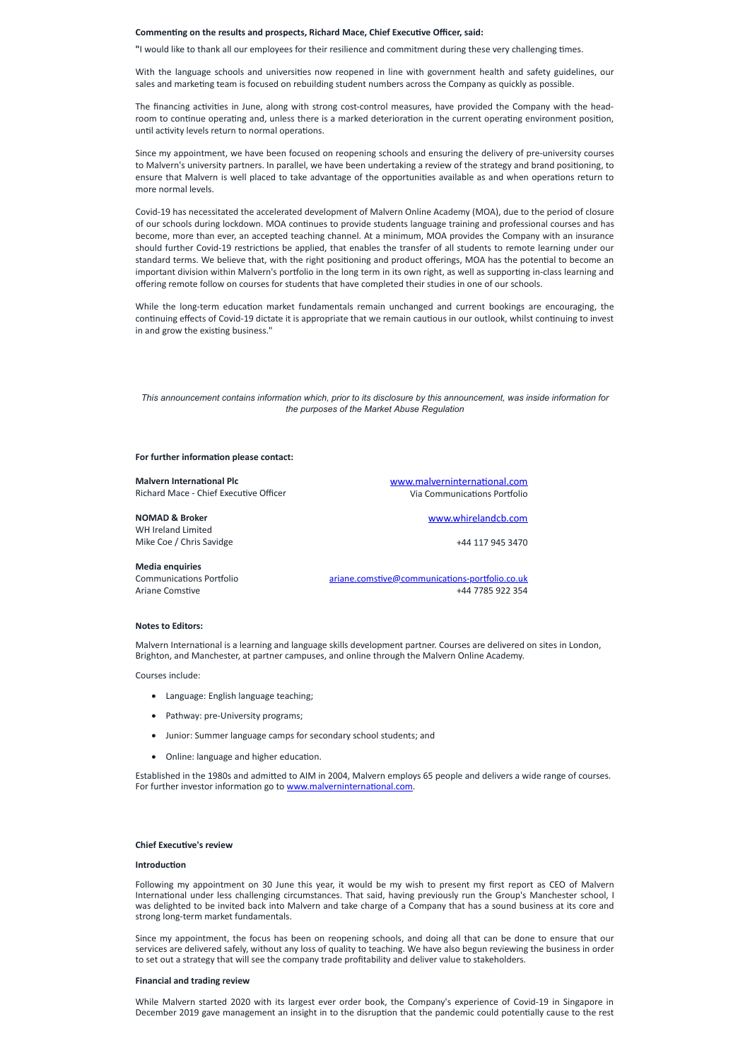**Commenting on the results and prospects, Richard Mace, Chief Executive Officer, said:**

"I would like to thank all our employees for their resilience and commitment during these very challenging times.

With the language schools and universities now reopened in line with government health and safety guidelines, our sales and marketing team is focused on rebuilding student numbers across the Company as quickly as possible.

The financing activities in June, along with strong cost-control measures, have provided the Company with the head-room to continue operating and, unless there is a marked deterioration in the current operating environment position, until activity levels return to normal operations.

Since my appointment, we have been focused on reopening schools and ensuring the delivery of pre-university courses to Malvern's university partners. In parallel, we have been undertaking a review of the strategy and brand positioning, to ensure that Malvern is well placed to take advantage of the opportunities available as and when operations return to more normal levels.

Covid-19 has necessitated the accelerated development of Malvern Online Academy (MOA), due to the period of closure of our schools during lockdown. MOA continues to provide students language training and professional courses and has become, more than ever, an accepted teaching channel. At a minimum, MOA provides the Company with an insurance should further Covid-19 restrictions be applied, that enables the transfer of all students to remote learning under our standard terms. We believe that, with the right positioning and product offerings, MOA has the potential to become an important division within Malvern's portfolio in the long term in its own right, as well as supporting in-class learning and offering remote follow on courses for students that have completed their studies in one of our schools.

While the long-term education market fundamentals remain unchanged and current bookings are encouraging, the continuing effects of Covid-19 dictate it is appropriate that we remain cautious in our outlook, whilst continuing to invest in and grow the existing business."

*This announcement contains information which, prior to its disclosure by this announcement, was inside information for the purposes of the Market Abuse Regulation*

**For further information please contact:**

| | |
|---|---|
| **Malvern International Plc** | www.malverninternational.com |
| Richard Mace - Chief Executive Officer | Via Communications Portfolio |
| | |
| **NOMAD & Broker** | www.whirelandcb.com |
| WH Ireland Limited | |
| Mike Coe / Chris Savidge | +44 117 945 3470 |
| | |
| **Media enquiries** | |
| Communications Portfolio | ariane.comstive@communications-portfolio.co.uk |
| Ariane Comstive | +44 7785 922 354 |

**Notes to Editors:**

Malvern International is a learning and language skills development partner. Courses are delivered on sites in London, Brighton, and Manchester, at partner campuses, and online through the Malvern Online Academy.

Courses include:

- Language: English language teaching;
- Pathway: pre-University programs;
- Junior: Summer language camps for secondary school students; and
- Online: language and higher education.

Established in the 1980s and admitted to AIM in 2004, Malvern employs 65 people and delivers a wide range of courses. For further investor information go to www.malverninternational.com.

**Chief Executive's review**

**Introduction**

Following my appointment on 30 June this year, it would be my wish to present my first report as CEO of Malvern International under less challenging circumstances. That said, having previously run the Group's Manchester school, I was delighted to be invited back into Malvern and take charge of a Company that has a sound business at its core and strong long-term market fundamentals.

Since my appointment, the focus has been on reopening schools, and doing all that can be done to ensure that our services are delivered safely, without any loss of quality to teaching. We have also begun reviewing the business in order to set out a strategy that will see the company trade profitability and deliver value to stakeholders.

**Financial and trading review**

While Malvern started 2020 with its largest ever order book, the Company's experience of Covid-19 in Singapore in December 2019 gave management an insight in to the disruption that the pandemic could potentially cause to the rest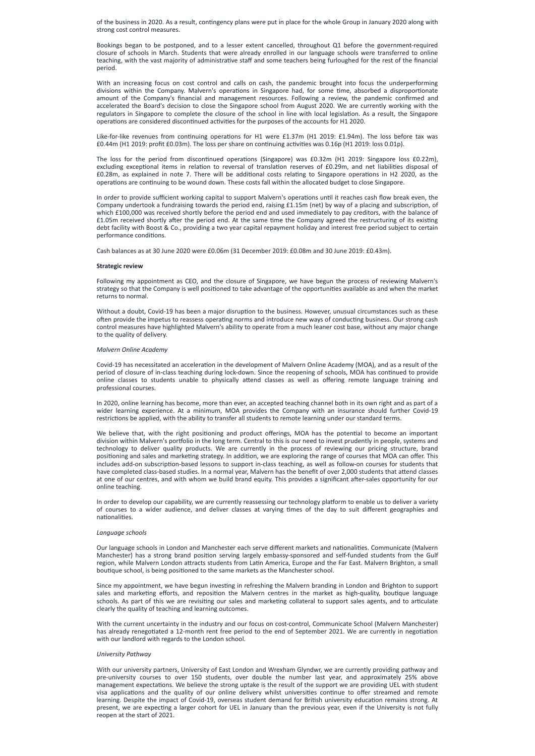of the business in 2020. As a result, contingency plans were put in place for the whole Group in January 2020 along with strong cost control measures.

Bookings began to be postponed, and to a lesser extent cancelled, throughout Q1 before the government-required closure of schools in March. Students that were already enrolled in our language schools were transferred to online teaching, with the vast majority of administrative staff and some teachers being furloughed for the rest of the financial period.

With an increasing focus on cost control and calls on cash, the pandemic brought into focus the underperforming divisions within the Company. Malvern's operations in Singapore had, for some time, absorbed a disproportionate amount of the Company's financial and management resources. Following a review, the pandemic confirmed and accelerated the Board's decision to close the Singapore school from August 2020. We are currently working with the regulators in Singapore to complete the closure of the school in line with local legislation. As a result, the Singapore operations are considered discontinued activities for the purposes of the accounts for H1 2020.

Like-for-like revenues from continuing operations for H1 were £1.37m (H1 2019: £1.94m). The loss before tax was £0.44m (H1 2019: profit £0.03m). The loss per share on continuing activities was 0.16p (H1 2019: loss 0.01p).

The loss for the period from discontinued operations (Singapore) was £0.32m (H1 2019: Singapore loss £0.22m), excluding exceptional items in relation to reversal of translation reserves of £0.29m, and net liabilities disposal of £0.28m, as explained in note 7. There will be additional costs relating to Singapore operations in H2 2020, as the operations are continuing to be wound down. These costs fall within the allocated budget to close Singapore.

In order to provide sufficient working capital to support Malvern's operations until it reaches cash flow break even, the Company undertook a fundraising towards the period end, raising £1.15m (net) by way of a placing and subscription, of which £100,000 was received shortly before the period end and used immediately to pay creditors, with the balance of £1.05m received shortly after the period end. At the same time the Company agreed the restructuring of its existing debt facility with Boost & Co., providing a two year capital repayment holiday and interest free period subject to certain performance conditions.

Cash balances as at 30 June 2020 were £0.06m (31 December 2019: £0.08m and 30 June 2019: £0.43m).

**Strategic review**

Following my appointment as CEO, and the closure of Singapore, we have begun the process of reviewing Malvern's strategy so that the Company is well positioned to take advantage of the opportunities available as and when the market returns to normal.

Without a doubt, Covid-19 has been a major disruption to the business. However, unusual circumstances such as these often provide the impetus to reassess operating norms and introduce new ways of conducting business. Our strong cash control measures have highlighted Malvern's ability to operate from a much leaner cost base, without any major change to the quality of delivery.

*Malvern Online Academy*

Covid-19 has necessitated an acceleration in the development of Malvern Online Academy (MOA), and as a result of the period of closure of in-class teaching during lock-down. Since the reopening of schools, MOA has continued to provide online classes to students unable to physically attend classes as well as offering remote language training and professional courses.

In 2020, online learning has become, more than ever, an accepted teaching channel both in its own right and as part of a wider learning experience. At a minimum, MOA provides the Company with an insurance should further Covid-19 restrictions be applied, with the ability to transfer all students to remote learning under our standard terms.

We believe that, with the right positioning and product offerings, MOA has the potential to become an important division within Malvern's portfolio in the long term. Central to this is our need to invest prudently in people, systems and technology to deliver quality products. We are currently in the process of reviewing our pricing structure, brand positioning and sales and marketing strategy. In addition, we are exploring the range of courses that MOA can offer. This includes add-on subscription-based lessons to support in-class teaching, as well as follow-on courses for students that have completed class-based studies. In a normal year, Malvern has the benefit of over 2,000 students that attend classes at one of our centres, and with whom we build brand equity. This provides a significant after-sales opportunity for our online teaching.

In order to develop our capability, we are currently reassessing our technology platform to enable us to deliver a variety of courses to a wider audience, and deliver classes at varying times of the day to suit different geographies and nationalities.

*Language schools*

Our language schools in London and Manchester each serve different markets and nationalities. Communicate (Malvern Manchester) has a strong brand position serving largely embassy-sponsored and self-funded students from the Gulf region, while Malvern London attracts students from Latin America, Europe and the Far East. Malvern Brighton, a small boutique school, is being positioned to the same markets as the Manchester school.

Since my appointment, we have begun investing in refreshing the Malvern branding in London and Brighton to support sales and marketing efforts, and reposition the Malvern centres in the market as high-quality, boutique language schools. As part of this we are revisiting our sales and marketing collateral to support sales agents, and to articulate clearly the quality of teaching and learning outcomes.

With the current uncertainty in the industry and our focus on cost-control, Communicate School (Malvern Manchester) has already renegotiated a 12-month rent free period to the end of September 2021. We are currently in negotiation with our landlord with regards to the London school.

*University Pathway*

With our university partners, University of East London and Wrexham Glyndwr, we are currently providing pathway and pre-university courses to over 150 students, over double the number last year, and approximately 25% above management expectations. We believe the strong uptake is the result of the support we are providing UEL with student visa applications and the quality of our online delivery whilst universities continue to offer streamed and remote learning. Despite the impact of Covid-19, overseas student demand for British university education remains strong. At present, we are expecting a larger cohort for UEL in January than the previous year, even if the University is not fully reopen at the start of 2021.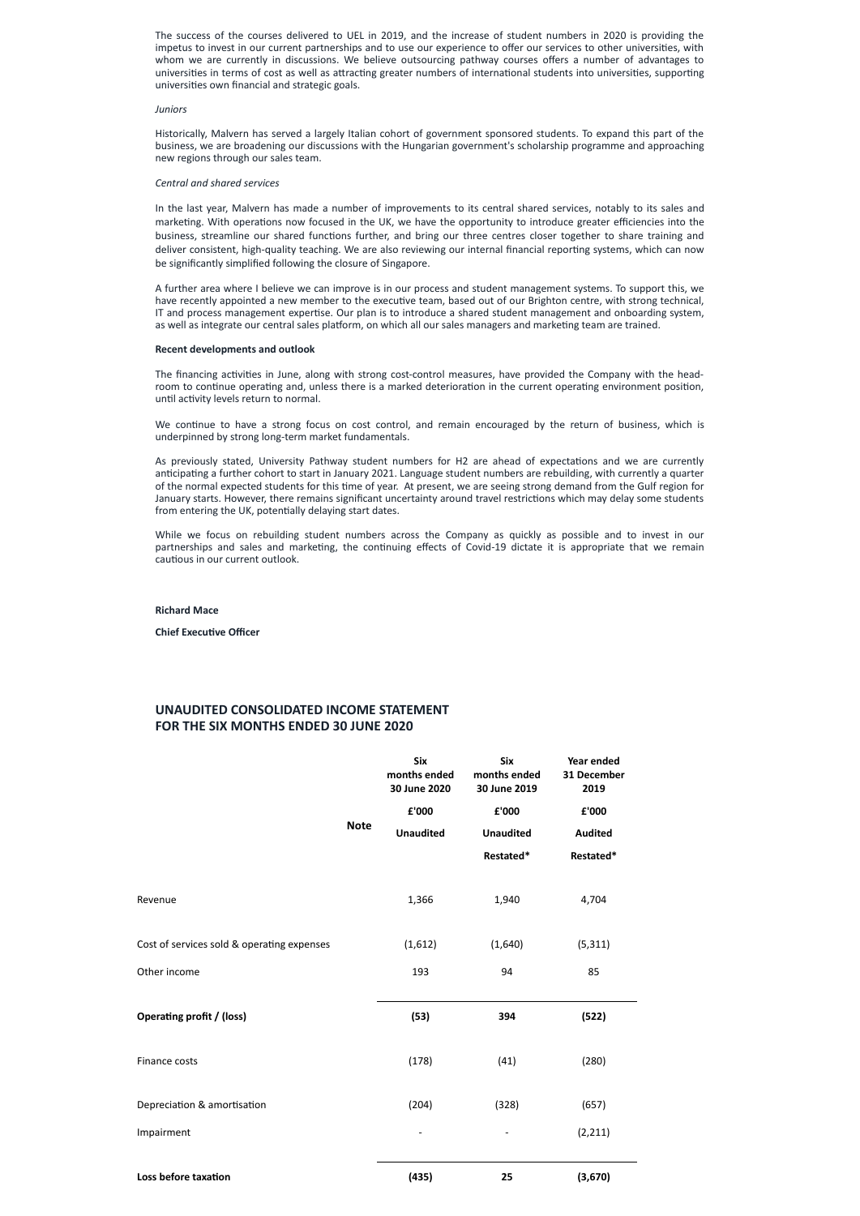The success of the courses delivered to UEL in 2019, and the increase of student numbers in 2020 is providing the impetus to invest in our current partnerships and to use our experience to offer our services to other universities, with whom we are currently in discussions. We believe outsourcing pathway courses offers a number of advantages to universities in terms of cost as well as attracting greater numbers of international students into universities, supporting universities own financial and strategic goals.

*Juniors*

Historically, Malvern has served a largely Italian cohort of government sponsored students. To expand this part of the business, we are broadening our discussions with the Hungarian government's scholarship programme and approaching new regions through our sales team.

*Central and shared services*

In the last year, Malvern has made a number of improvements to its central shared services, notably to its sales and marketing. With operations now focused in the UK, we have the opportunity to introduce greater efficiencies into the business, streamline our shared functions further, and bring our three centres closer together to share training and deliver consistent, high-quality teaching. We are also reviewing our internal financial reporting systems, which can now be significantly simplified following the closure of Singapore.

A further area where I believe we can improve is in our process and student management systems. To support this, we have recently appointed a new member to the executive team, based out of our Brighton centre, with strong technical, IT and process management expertise. Our plan is to introduce a shared student management and onboarding system, as well as integrate our central sales platform, on which all our sales managers and marketing team are trained.

**Recent developments and outlook**

The financing activities in June, along with strong cost-control measures, have provided the Company with the head-room to continue operating and, unless there is a marked deterioration in the current operating environment position, until activity levels return to normal.

We continue to have a strong focus on cost control, and remain encouraged by the return of business, which is underpinned by strong long-term market fundamentals.

As previously stated, University Pathway student numbers for H2 are ahead of expectations and we are currently anticipating a further cohort to start in January 2021. Language student numbers are rebuilding, with currently a quarter of the normal expected students for this time of year. At present, we are seeing strong demand from the Gulf region for January starts. However, there remains significant uncertainty around travel restrictions which may delay some students from entering the UK, potentially delaying start dates.

While we focus on rebuilding student numbers across the Company as quickly as possible and to invest in our partnerships and sales and marketing, the continuing effects of Covid-19 dictate it is appropriate that we remain cautious in our current outlook.

**Richard Mace**

**Chief Executive Officer**

## UNAUDITED CONSOLIDATED INCOME STATEMENT FOR THE SIX MONTHS ENDED 30 JUNE 2020

| | Note | Six months ended 30 June 2020 | Six months ended 30 June 2019 | Year ended 31 December 2019 |
|---|---|---|---|---|
| | | £'000 | £'000 | £'000 |
| | | Unaudited | Unaudited | Audited |
| | | | Restated* | Restated* |
| Revenue | | 1,366 | 1,940 | 4,704 |
| Cost of services sold & operating expenses | | (1,612) | (1,640) | (5,311) |
| Other income | | 193 | 94 | 85 |
| **Operating profit / (loss)** | | **(53)** | **394** | **(522)** |
| Finance costs | | (178) | (41) | (280) |
| Depreciation & amortisation | | (204) | (328) | (657) |
| Impairment | | - | - | (2,211) |
| **Loss before taxation** | | **(435)** | **25** | **(3,670)** |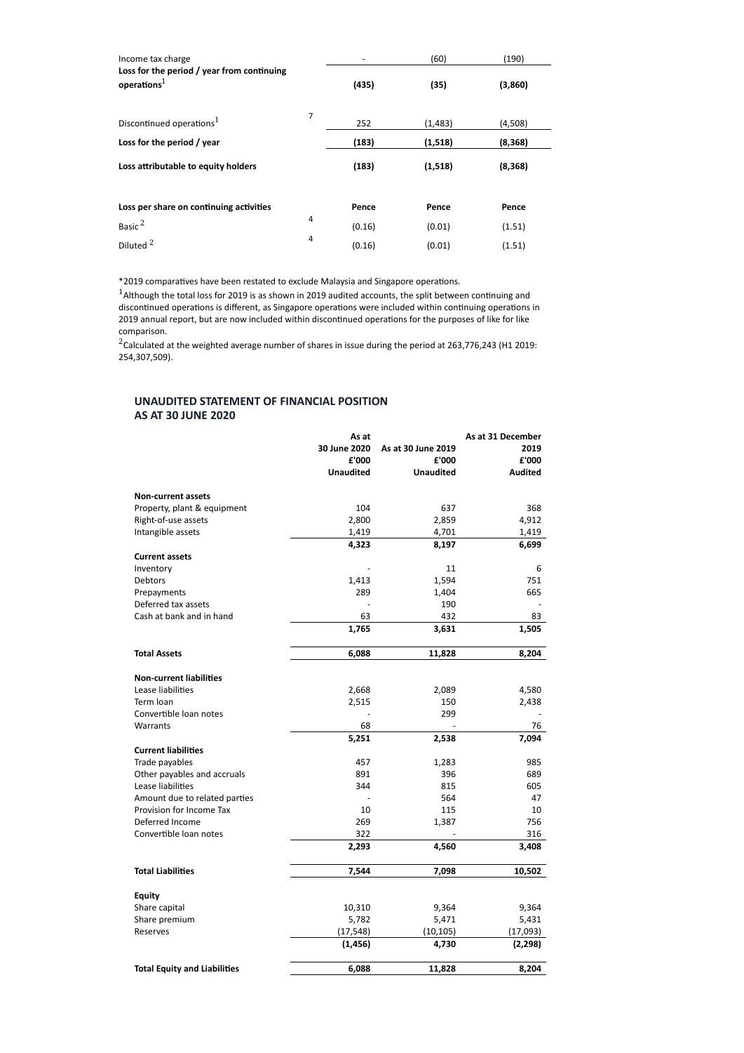|  |  |  |  |  |
|---|---|---|---|---|
| Income tax charge |  | - | (60) | (190) |
| **Loss for the period / year from continuing operations**[1] |  | **(435)** | **(35)** | **(3,860)** |
| Discontinued operations[1] | 7 | 252 | (1,483) | (4,508) |
| **Loss for the period / year** |  | **(183)** | **(1,518)** | **(8,368)** |
| **Loss attributable to equity holders** |  | **(183)** | **(1,518)** | **(8,368)** |
| **Loss per share on continuing activities** |  | **Pence** | **Pence** | **Pence** |
| Basic [2] | 4 | (0.16) | (0.01) | (1.51) |
| Diluted [2] | 4 | (0.16) | (0.01) | (1.51) |

*2019 comparatives have been restated to exclude Malaysia and Singapore operations.

[1] Although the total loss for 2019 is as shown in 2019 audited accounts, the split between continuing and discontinued operations is different, as Singapore operations were included within continuing operations in 2019 annual report, but are now included within discontinued operations for the purposes of like for like comparison.

[2] Calculated at the weighted average number of shares in issue during the period at 263,776,243 (H1 2019: 254,307,509).

## UNAUDITED STATEMENT OF FINANCIAL POSITION AS AT 30 JUNE 2020

|  | As at 30 June 2020 £'000 Unaudited | As at 30 June 2019 £'000 Unaudited | As at 31 December 2019 £'000 Audited |
|---|---|---|---|
| **Non-current assets** |  |  |  |
| Property, plant & equipment | 104 | 637 | 368 |
| Right-of-use assets | 2,800 | 2,859 | 4,912 |
| Intangible assets | 1,419 | 4,701 | 1,419 |
|  | **4,323** | **8,197** | **6,699** |
| **Current assets** |  |  |  |
| Inventory | - | 11 | 6 |
| Debtors | 1,413 | 1,594 | 751 |
| Prepayments | 289 | 1,404 | 665 |
| Deferred tax assets | - | 190 | - |
| Cash at bank and in hand | 63 | 432 | 83 |
|  | **1,765** | **3,631** | **1,505** |
| **Total Assets** | **6,088** | **11,828** | **8,204** |
| **Non-current liabilities** |  |  |  |
| Lease liabilities | 2,668 | 2,089 | 4,580 |
| Term loan | 2,515 | 150 | 2,438 |
| Convertible loan notes | - | 299 | - |
| Warrants | 68 | - | 76 |
|  | **5,251** | **2,538** | **7,094** |
| **Current liabilities** |  |  |  |
| Trade payables | 457 | 1,283 | 985 |
| Other payables and accruals | 891 | 396 | 689 |
| Lease liabilities | 344 | 815 | 605 |
| Amount due to related parties | - | 564 | 47 |
| Provision for Income Tax | 10 | 115 | 10 |
| Deferred Income | 269 | 1,387 | 756 |
| Convertible loan notes | 322 | - | 316 |
|  | **2,293** | **4,560** | **3,408** |
| **Total Liabilities** | **7,544** | **7,098** | **10,502** |
| **Equity** |  |  |  |
| Share capital | 10,310 | 9,364 | 9,364 |
| Share premium | 5,782 | 5,471 | 5,431 |
| Reserves | (17,548) | (10,105) | (17,093) |
|  | **(1,456)** | **4,730** | **(2,298)** |
| **Total Equity and Liabilities** | **6,088** | **11,828** | **8,204** |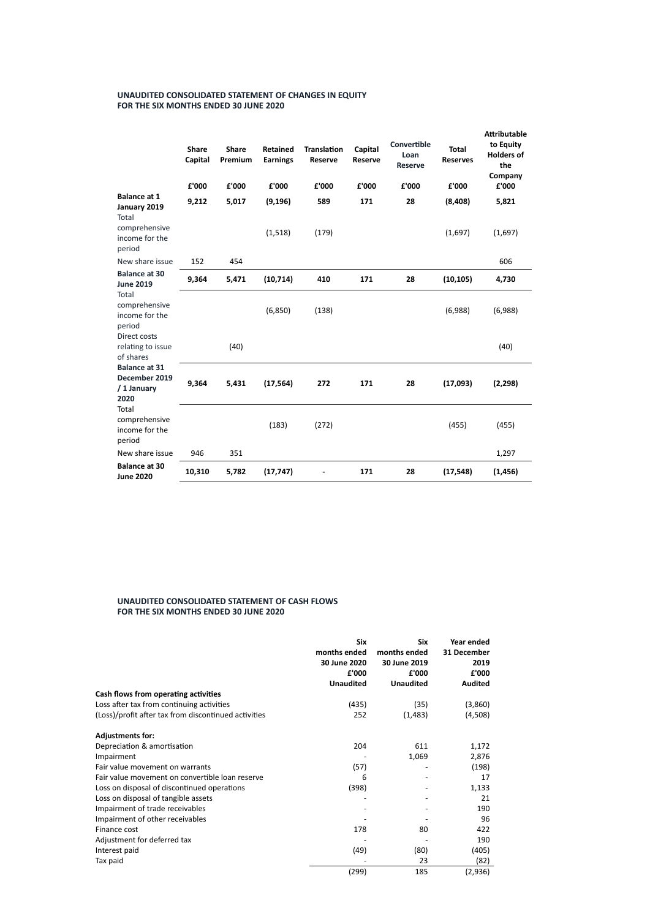## UNAUDITED CONSOLIDATED STATEMENT OF CHANGES IN EQUITY
## FOR THE SIX MONTHS ENDED 30 JUNE 2020

| | Share Capital | Share Premium | Retained Earnings | Translation Reserve | Capital Reserve | Convertible Loan Reserve | Total Reserves | Attributable to Equity Holders of the Company |
|---|---|---|---|---|---|---|---|---|
| | £'000 | £'000 | £'000 | £'000 | £'000 | £'000 | £'000 | £'000 |
| **Balance at 1 January 2019** | **9,212** | **5,017** | **(9,196)** | **589** | **171** | **28** | **(8,408)** | **5,821** |
| Total comprehensive income for the period | | | (1,518) | (179) | | | (1,697) | (1,697) |
| New share issue | 152 | 454 | | | | | | 606 |
| **Balance at 30 June 2019** | **9,364** | **5,471** | **(10,714)** | **410** | **171** | **28** | **(10,105)** | **4,730** |
| Total comprehensive income for the period | | | (6,850) | (138) | | | (6,988) | (6,988) |
| Direct costs relating to issue of shares | | (40) | | | | | | (40) |
| **Balance at 31 December 2019 / 1 January 2020** | **9,364** | **5,431** | **(17,564)** | **272** | **171** | **28** | **(17,093)** | **(2,298)** |
| Total comprehensive income for the period | | | (183) | (272) | | | (455) | (455) |
| New share issue | 946 | 351 | | | | | | 1,297 |
| **Balance at 30 June 2020** | **10,310** | **5,782** | **(17,747)** | **-** | **171** | **28** | **(17,548)** | **(1,456)** |

## UNAUDITED CONSOLIDATED STATEMENT OF CASH FLOWS
## FOR THE SIX MONTHS ENDED 30 JUNE 2020

| | Six months ended 30 June 2020 £'000 Unaudited | Six months ended 30 June 2019 £'000 Unaudited | Year ended 31 December 2019 £'000 Audited |
|---|---|---|---|
| **Cash flows from operating activities** | | | |
| Loss after tax from continuing activities | (435) | (35) | (3,860) |
| (Loss)/profit after tax from discontinued activities | 252 | (1,483) | (4,508) |
| | | | |
| **Adjustments for:** | | | |
| Depreciation & amortisation | 204 | 611 | 1,172 |
| Impairment | - | 1,069 | 2,876 |
| Fair value movement on warrants | (57) | - | (198) |
| Fair value movement on convertible loan reserve | 6 | - | 17 |
| Loss on disposal of discontinued operations | (398) | - | 1,133 |
| Loss on disposal of tangible assets | - | - | 21 |
| Impairment of trade receivables | - | - | 190 |
| Impairment of other receivables | - | - | 96 |
| Finance cost | 178 | 80 | 422 |
| Adjustment for deferred tax | - | - | 190 |
| Interest paid | (49) | (80) | (405) |
| Tax paid | - | 23 | (82) |
| | (299) | 185 | (2,936) |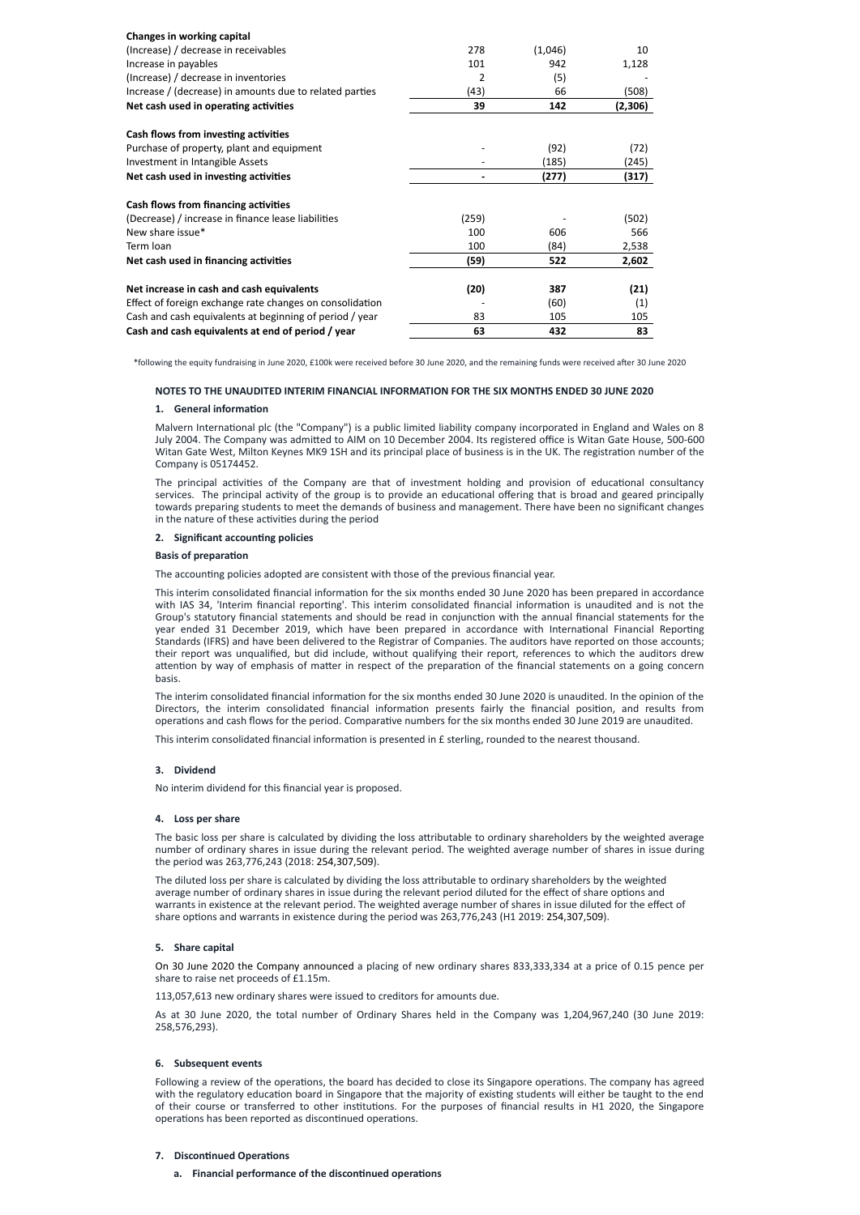| | | | |
|---|---|---|---|
| **Changes in working capital** | | | |
| (Increase) / decrease in receivables | 278 | (1,046) | 10 |
| Increase in payables | 101 | 942 | 1,128 |
| (Increase) / decrease in inventories | 2 | (5) | - |
| Increase / (decrease) in amounts due to related parties | (43) | 66 | (508) |
| **Net cash used in operating activities** | **39** | **142** | **(2,306)** |
| | | | |
| **Cash flows from investing activities** | | | |
| Purchase of property, plant and equipment | - | (92) | (72) |
| Investment in Intangible Assets | - | (185) | (245) |
| **Net cash used in investing activities** | **-** | **(277)** | **(317)** |
| | | | |
| **Cash flows from financing activities** | | | |
| (Decrease) / increase in finance lease liabilities | (259) | - | (502) |
| New share issue* | 100 | 606 | 566 |
| Term loan | 100 | (84) | 2,538 |
| **Net cash used in financing activities** | **(59)** | **522** | **2,602** |
| | | | |
| **Net increase in cash and cash equivalents** | **(20)** | **387** | **(21)** |
| Effect of foreign exchange rate changes on consolidation | - | (60) | (1) |
| Cash and cash equivalents at beginning of period / year | 83 | 105 | 105 |
| **Cash and cash equivalents at end of period / year** | **63** | **432** | **83** |

*following the equity fundraising in June 2020, £100k were received before 30 June 2020, and the remaining funds were received after 30 June 2020

**NOTES TO THE UNAUDITED INTERIM FINANCIAL INFORMATION FOR THE SIX MONTHS ENDED 30 JUNE 2020**

**1. General information**

Malvern International plc (the "Company") is a public limited liability company incorporated in England and Wales on 8 July 2004. The Company was admitted to AIM on 10 December 2004. Its registered office is Witan Gate House, 500-600 Witan Gate West, Milton Keynes MK9 1SH and its principal place of business is in the UK. The registration number of the Company is 05174452.

The principal activities of the Company are that of investment holding and provision of educational consultancy services. The principal activity of the group is to provide an educational offering that is broad and geared principally towards preparing students to meet the demands of business and management. There have been no significant changes in the nature of these activities during the period

**2. Significant accounting policies**

**Basis of preparation**

The accounting policies adopted are consistent with those of the previous financial year.

This interim consolidated financial information for the six months ended 30 June 2020 has been prepared in accordance with IAS 34, 'Interim financial reporting'. This interim consolidated financial information is unaudited and is not the Group's statutory financial statements and should be read in conjunction with the annual financial statements for the year ended 31 December 2019, which have been prepared in accordance with International Financial Reporting Standards (IFRS) and have been delivered to the Registrar of Companies. The auditors have reported on those accounts; their report was unqualified, but did include, without qualifying their report, references to which the auditors drew attention by way of emphasis of matter in respect of the preparation of the financial statements on a going concern basis.

The interim consolidated financial information for the six months ended 30 June 2020 is unaudited. In the opinion of the Directors, the interim consolidated financial information presents fairly the financial position, and results from operations and cash flows for the period. Comparative numbers for the six months ended 30 June 2019 are unaudited.

This interim consolidated financial information is presented in £ sterling, rounded to the nearest thousand.

**3. Dividend**

No interim dividend for this financial year is proposed.

**4. Loss per share**

The basic loss per share is calculated by dividing the loss attributable to ordinary shareholders by the weighted average number of ordinary shares in issue during the relevant period. The weighted average number of shares in issue during the period was 263,776,243 (2018: 254,307,509).

The diluted loss per share is calculated by dividing the loss attributable to ordinary shareholders by the weighted average number of ordinary shares in issue during the relevant period diluted for the effect of share options and warrants in existence at the relevant period. The weighted average number of shares in issue diluted for the effect of share options and warrants in existence during the period was 263,776,243 (H1 2019: 254,307,509).

**5. Share capital**

On 30 June 2020 the Company announced a placing of new ordinary shares 833,333,334 at a price of 0.15 pence per share to raise net proceeds of £1.15m.

113,057,613 new ordinary shares were issued to creditors for amounts due.

As at 30 June 2020, the total number of Ordinary Shares held in the Company was 1,204,967,240 (30 June 2019: 258,576,293).

**6. Subsequent events**

Following a review of the operations, the board has decided to close its Singapore operations. The company has agreed with the regulatory education board in Singapore that the majority of existing students will either be taught to the end of their course or transferred to other institutions. For the purposes of financial results in H1 2020, the Singapore operations has been reported as discontinued operations.

**7. Discontinued Operations**

**a. Financial performance of the discontinued operations**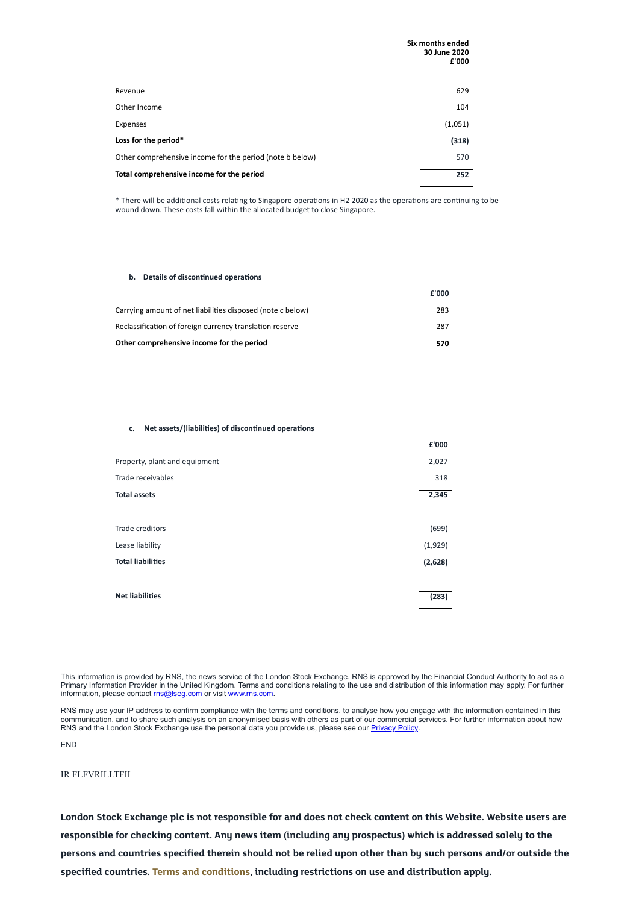| | Six months ended 30 June 2020 £'000 |
|---|---|
| Revenue | 629 |
| Other Income | 104 |
| Expenses | (1,051) |
| **Loss for the period*** | **(318)** |
| Other comprehensive income for the period (note b below) | 570 |
| **Total comprehensive income for the period** | **252** |

* There will be additional costs relating to Singapore operations in H2 2020 as the operations are continuing to be wound down. These costs fall within the allocated budget to close Singapore.

**b. Details of discontinued operations**

| | £'000 |
|---|---|
| Carrying amount of net liabilities disposed (note c below) | 283 |
| Reclassification of foreign currency translation reserve | 287 |
| **Other comprehensive income for the period** | **570** |

**c. Net assets/(liabilities) of discontinued operations**

| | £'000 |
|---|---|
| Property, plant and equipment | 2,027 |
| Trade receivables | 318 |
| **Total assets** | **2,345** |
| | |
| Trade creditors | (699) |
| Lease liability | (1,929) |
| **Total liabilities** | **(2,628)** |
| | |
| **Net liabilities** | **(283)** |

This information is provided by RNS, the news service of the London Stock Exchange. RNS is approved by the Financial Conduct Authority to act as a Primary Information Provider in the United Kingdom. Terms and conditions relating to the use and distribution of this information may apply. For further information, please contact rns@lseg.com or visit www.rns.com.

RNS may use your IP address to confirm compliance with the terms and conditions, to analyse how you engage with the information contained in this communication, and to share such analysis on an anonymised basis with others as part of our commercial services. For further information about how RNS and the London Stock Exchange use the personal data you provide us, please see our Privacy Policy.

END

IR FLFVRILLTFII

**London Stock Exchange plc is not responsible for and does not check content on this Website. Website users are responsible for checking content. Any news item (including any prospectus) which is addressed solely to the persons and countries specified therein should not be relied upon other than by such persons and/or outside the specified countries. Terms and conditions, including restrictions on use and distribution apply.**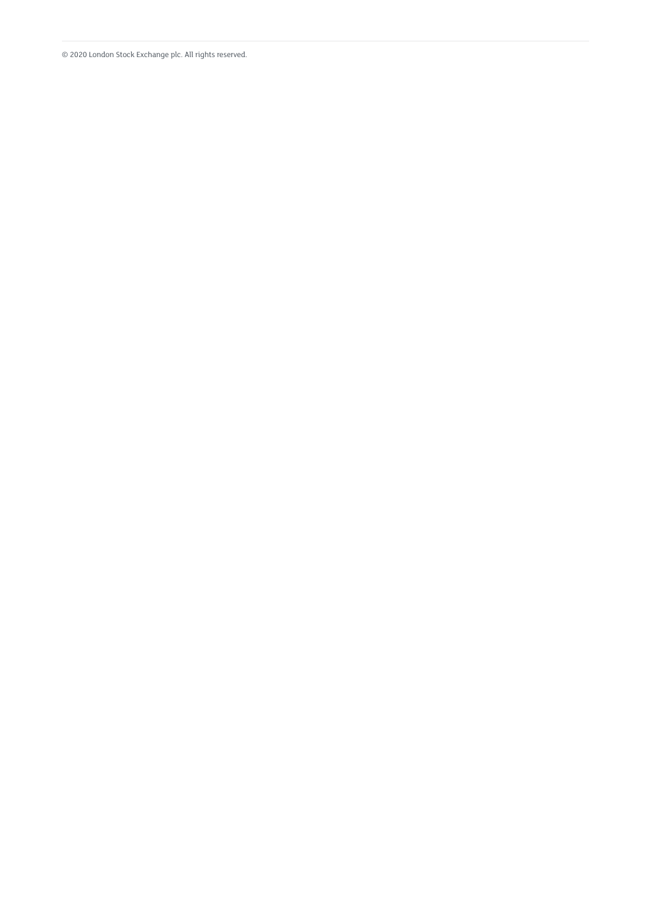© 2020 London Stock Exchange plc. All rights reserved.